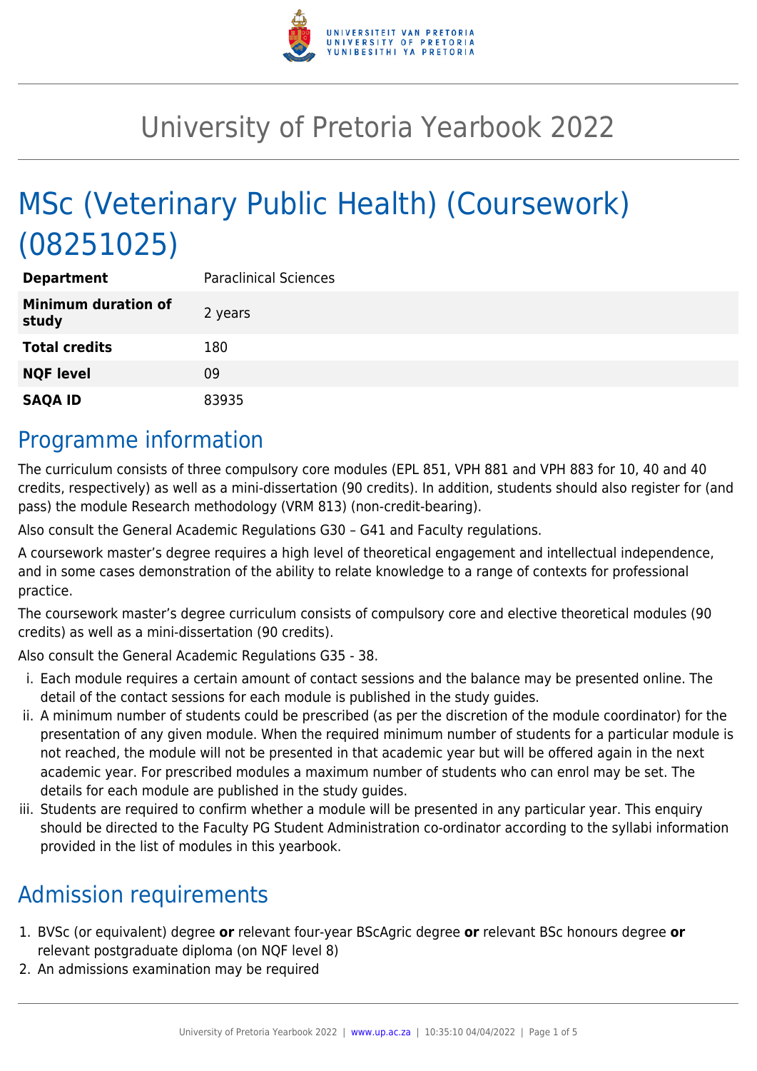# University of Pretoria Yearbook 2022

## MSc (Veterinary Public Health) (Coursework) (08251025)

| | |
|---|---|
| **Department** | Paraclinical Sciences |
| **Minimum duration of study** | 2 years |
| **Total credits** | 180 |
| **NQF level** | 09 |
| **SAQA ID** | 83935 |

## Programme information

The curriculum consists of three compulsory core modules (EPL 851, VPH 881 and VPH 883 for 10, 40 and 40 credits, respectively) as well as a mini-dissertation (90 credits). In addition, students should also register for (and pass) the module Research methodology (VRM 813) (non-credit-bearing).

Also consult the General Academic Regulations G30 – G41 and Faculty regulations.

A coursework master's degree requires a high level of theoretical engagement and intellectual independence, and in some cases demonstration of the ability to relate knowledge to a range of contexts for professional practice.

The coursework master's degree curriculum consists of compulsory core and elective theoretical modules (90 credits) as well as a mini-dissertation (90 credits).

Also consult the General Academic Regulations G35 - 38.

i. Each module requires a certain amount of contact sessions and the balance may be presented online. The detail of the contact sessions for each module is published in the study guides.
ii. A minimum number of students could be prescribed (as per the discretion of the module coordinator) for the presentation of any given module. When the required minimum number of students for a particular module is not reached, the module will not be presented in that academic year but will be offered again in the next academic year. For prescribed modules a maximum number of students who can enrol may be set. The details for each module are published in the study guides.
iii. Students are required to confirm whether a module will be presented in any particular year. This enquiry should be directed to the Faculty PG Student Administration co-ordinator according to the syllabi information provided in the list of modules in this yearbook.

## Admission requirements

1. BVSc (or equivalent) degree **or** relevant four-year BScAgric degree **or** relevant BSc honours degree **or** relevant postgraduate diploma (on NQF level 8)
2. An admissions examination may be required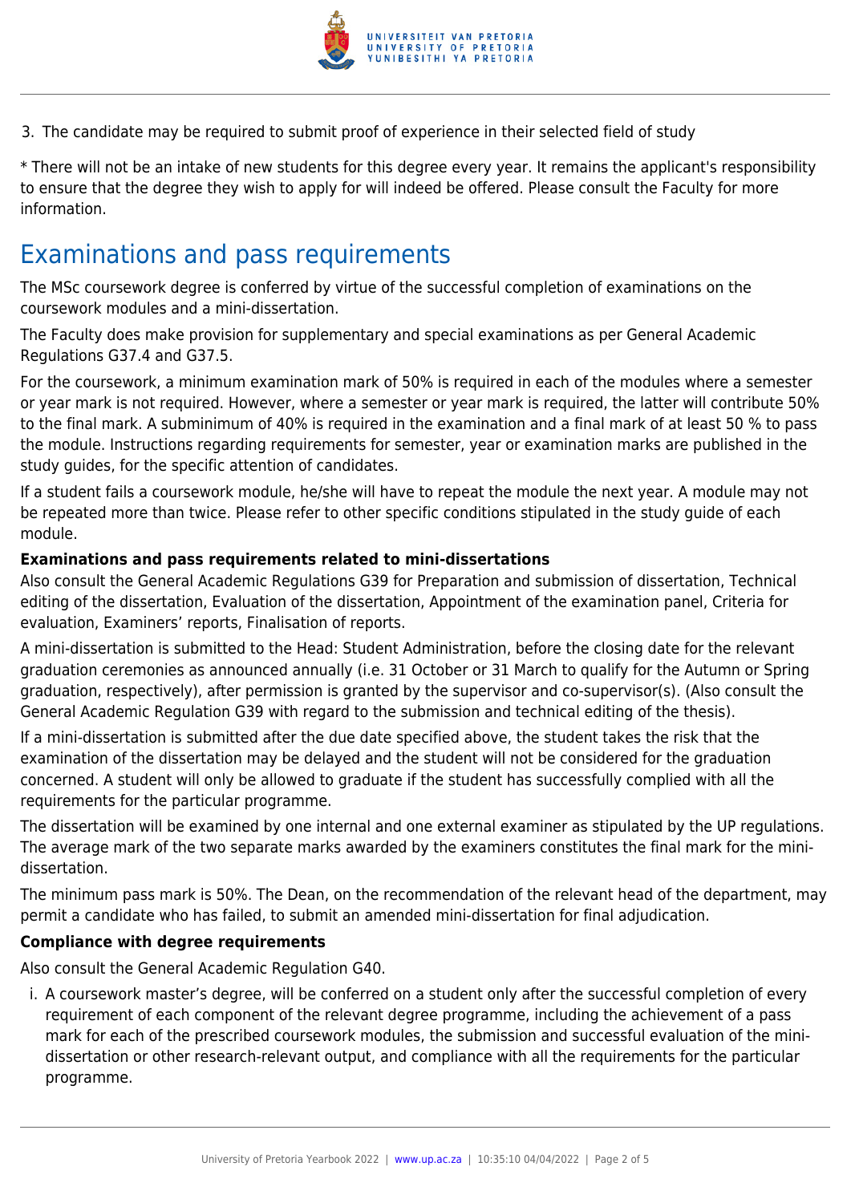3. The candidate may be required to submit proof of experience in their selected field of study

* There will not be an intake of new students for this degree every year. It remains the applicant's responsibility to ensure that the degree they wish to apply for will indeed be offered. Please consult the Faculty for more information.

## Examinations and pass requirements

The MSc coursework degree is conferred by virtue of the successful completion of examinations on the coursework modules and a mini-dissertation.

The Faculty does make provision for supplementary and special examinations as per General Academic Regulations G37.4 and G37.5.

For the coursework, a minimum examination mark of 50% is required in each of the modules where a semester or year mark is not required. However, where a semester or year mark is required, the latter will contribute 50% to the final mark. A subminimum of 40% is required in the examination and a final mark of at least 50 % to pass the module. Instructions regarding requirements for semester, year or examination marks are published in the study guides, for the specific attention of candidates.

If a student fails a coursework module, he/she will have to repeat the module the next year. A module may not be repeated more than twice. Please refer to other specific conditions stipulated in the study guide of each module.

**Examinations and pass requirements related to mini-dissertations**

Also consult the General Academic Regulations G39 for Preparation and submission of dissertation, Technical editing of the dissertation, Evaluation of the dissertation, Appointment of the examination panel, Criteria for evaluation, Examiners' reports, Finalisation of reports.

A mini-dissertation is submitted to the Head: Student Administration, before the closing date for the relevant graduation ceremonies as announced annually (i.e. 31 October or 31 March to qualify for the Autumn or Spring graduation, respectively), after permission is granted by the supervisor and co-supervisor(s). (Also consult the General Academic Regulation G39 with regard to the submission and technical editing of the thesis).

If a mini-dissertation is submitted after the due date specified above, the student takes the risk that the examination of the dissertation may be delayed and the student will not be considered for the graduation concerned. A student will only be allowed to graduate if the student has successfully complied with all the requirements for the particular programme.

The dissertation will be examined by one internal and one external examiner as stipulated by the UP regulations. The average mark of the two separate marks awarded by the examiners constitutes the final mark for the mini-dissertation.

The minimum pass mark is 50%. The Dean, on the recommendation of the relevant head of the department, may permit a candidate who has failed, to submit an amended mini-dissertation for final adjudication.

**Compliance with degree requirements**

Also consult the General Academic Regulation G40.

i. A coursework master's degree, will be conferred on a student only after the successful completion of every requirement of each component of the relevant degree programme, including the achievement of a pass mark for each of the prescribed coursework modules, the submission and successful evaluation of the mini-dissertation or other research-relevant output, and compliance with all the requirements for the particular programme.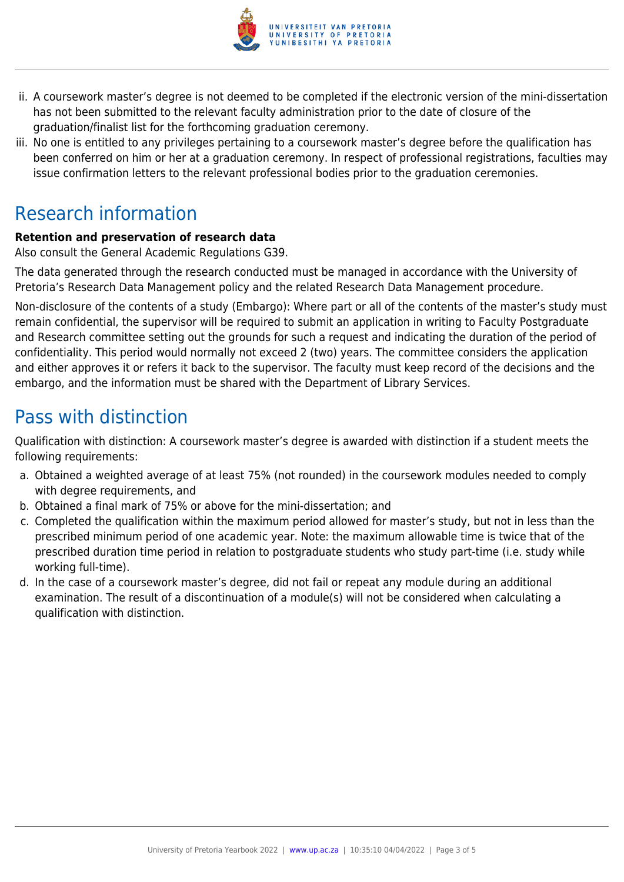ii. A coursework master's degree is not deemed to be completed if the electronic version of the mini-dissertation has not been submitted to the relevant faculty administration prior to the date of closure of the graduation/finalist list for the forthcoming graduation ceremony.
iii. No one is entitled to any privileges pertaining to a coursework master's degree before the qualification has been conferred on him or her at a graduation ceremony. In respect of professional registrations, faculties may issue confirmation letters to the relevant professional bodies prior to the graduation ceremonies.

# Research information

**Retention and preservation of research data**

Also consult the General Academic Regulations G39.

The data generated through the research conducted must be managed in accordance with the University of Pretoria's Research Data Management policy and the related Research Data Management procedure.

Non-disclosure of the contents of a study (Embargo): Where part or all of the contents of the master's study must remain confidential, the supervisor will be required to submit an application in writing to Faculty Postgraduate and Research committee setting out the grounds for such a request and indicating the duration of the period of confidentiality. This period would normally not exceed 2 (two) years. The committee considers the application and either approves it or refers it back to the supervisor. The faculty must keep record of the decisions and the embargo, and the information must be shared with the Department of Library Services.

# Pass with distinction

Qualification with distinction: A coursework master's degree is awarded with distinction if a student meets the following requirements:

a. Obtained a weighted average of at least 75% (not rounded) in the coursework modules needed to comply with degree requirements, and
b. Obtained a final mark of 75% or above for the mini-dissertation; and
c. Completed the qualification within the maximum period allowed for master's study, but not in less than the prescribed minimum period of one academic year. Note: the maximum allowable time is twice that of the prescribed duration time period in relation to postgraduate students who study part-time (i.e. study while working full-time).
d. In the case of a coursework master's degree, did not fail or repeat any module during an additional examination. The result of a discontinuation of a module(s) will not be considered when calculating a qualification with distinction.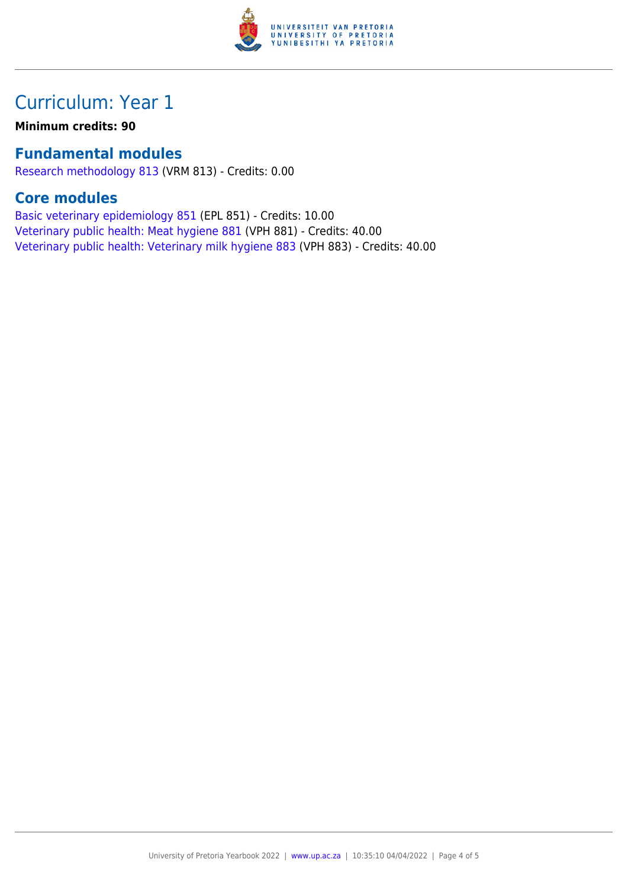# Curriculum: Year 1

**Minimum credits: 90**

## Fundamental modules

Research methodology 813 (VRM 813) - Credits: 0.00

## Core modules

Basic veterinary epidemiology 851 (EPL 851) - Credits: 10.00
Veterinary public health: Meat hygiene 881 (VPH 881) - Credits: 40.00
Veterinary public health: Veterinary milk hygiene 883 (VPH 883) - Credits: 40.00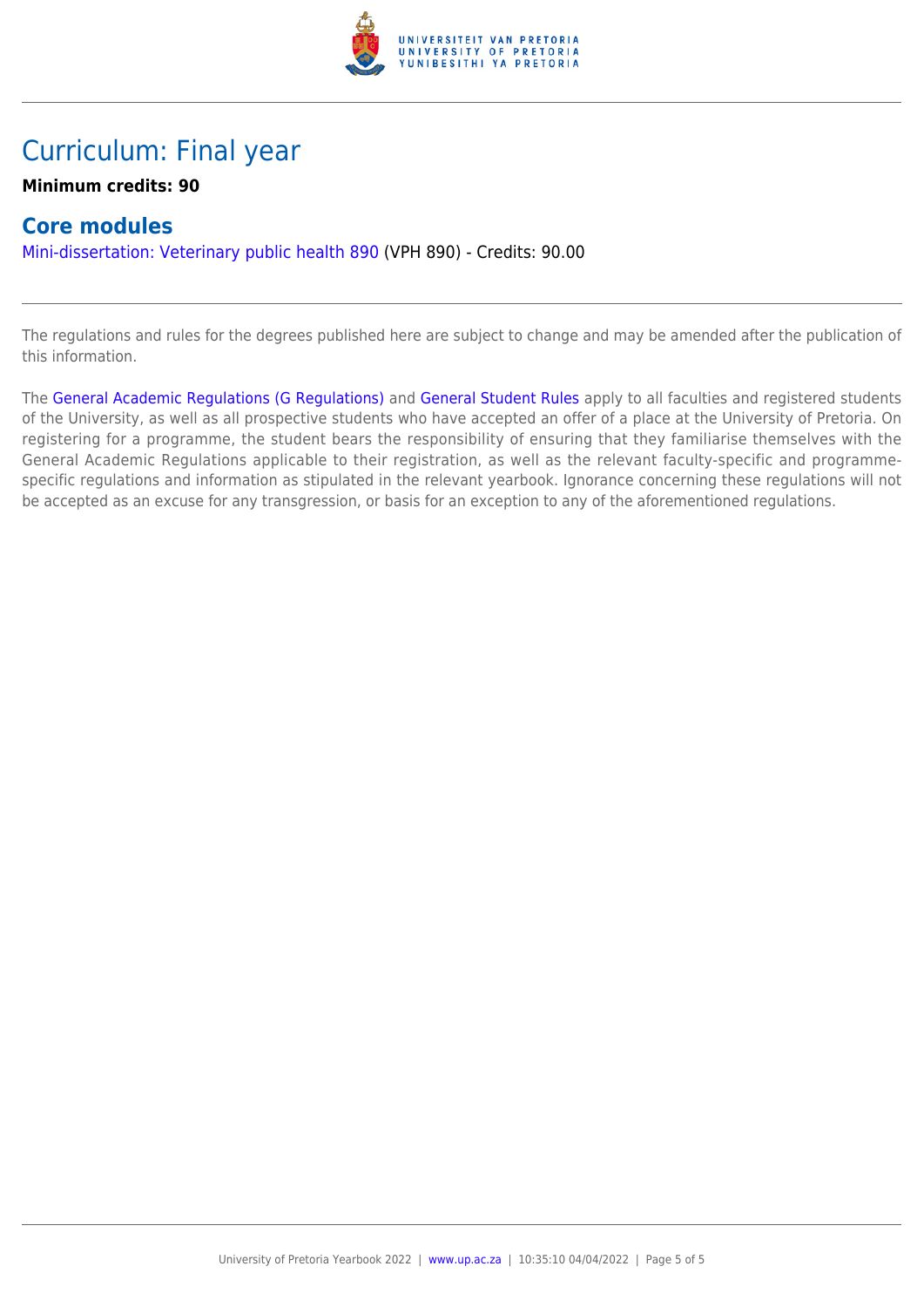## Curriculum: Final year

**Minimum credits: 90**

### Core modules

Mini-dissertation: Veterinary public health 890 (VPH 890) - Credits: 90.00

The regulations and rules for the degrees published here are subject to change and may be amended after the publication of this information.

The General Academic Regulations (G Regulations) and General Student Rules apply to all faculties and registered students of the University, as well as all prospective students who have accepted an offer of a place at the University of Pretoria. On registering for a programme, the student bears the responsibility of ensuring that they familiarise themselves with the General Academic Regulations applicable to their registration, as well as the relevant faculty-specific and programme-specific regulations and information as stipulated in the relevant yearbook. Ignorance concerning these regulations will not be accepted as an excuse for any transgression, or basis for an exception to any of the aforementioned regulations.